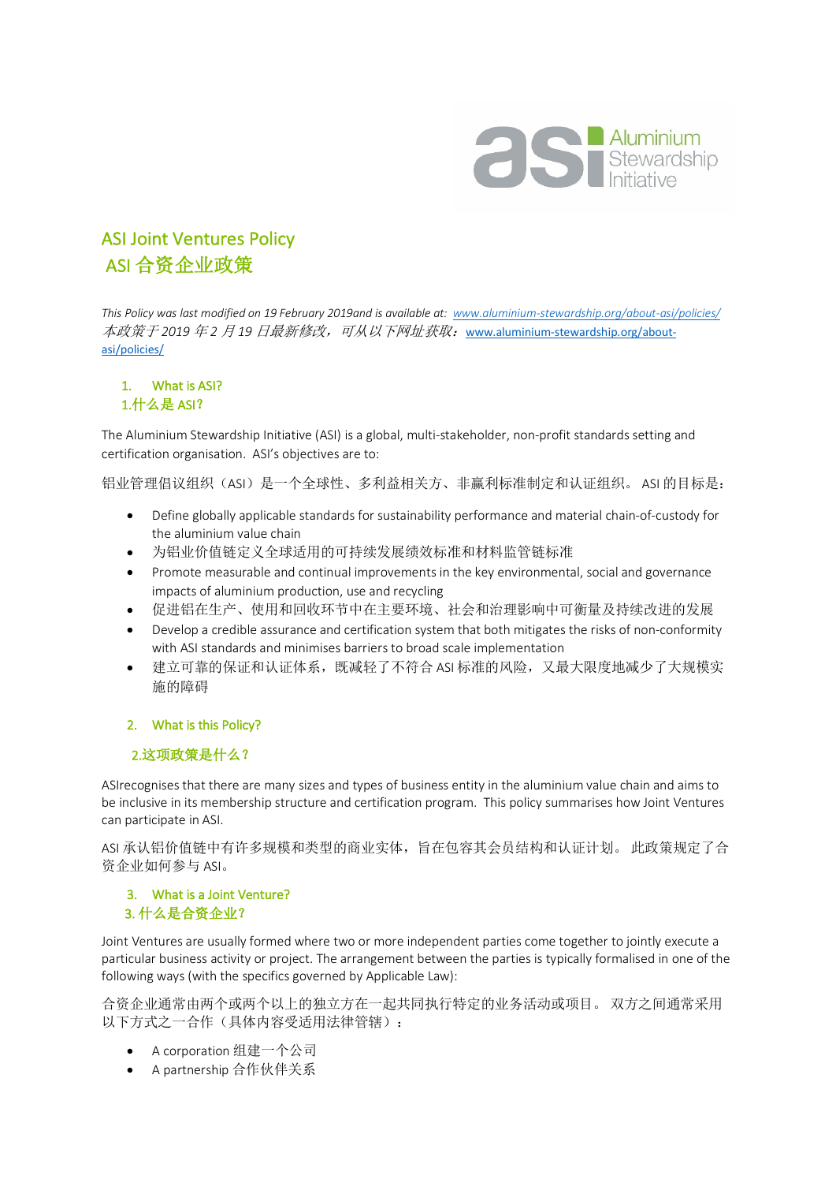# ASI Joint Ventures Policy

# ASI 合资企业政策

*This Policy was last modified on 19 February 2019and is available at: [www.aluminium-stewardship.org/about-asi/policies/](www.aluminium-stewardship.org/about-asi/policies/)*
*本政策于 2019 年 2 月 19 日最新修改，可从以下网址获取：* [www.aluminium-stewardship.org/about-asi/policies/](www.aluminium-stewardship.org/about-asi/policies/)

## 1. What is ASI?
## 1.什么是 ASI？

The Aluminium Stewardship Initiative (ASI) is a global, multi-stakeholder, non-profit standards setting and certification organisation. ASI's objectives are to:

铝业管理倡议组织（ASI）是一个全球性、多利益相关方、非赢利标准制定和认证组织。 ASI 的目标是：

- Define globally applicable standards for sustainability performance and material chain-of-custody for the aluminium value chain
- 为铝业价值链定义全球适用的可持续发展绩效标准和材料监管链标准
- Promote measurable and continual improvements in the key environmental, social and governance impacts of aluminium production, use and recycling
- 促进铝在生产、使用和回收环节中在主要环境、社会和治理影响中可衡量及持续改进的发展
- Develop a credible assurance and certification system that both mitigates the risks of non-conformity with ASI standards and minimises barriers to broad scale implementation
- 建立可靠的保证和认证体系，既减轻了不符合 ASI 标准的风险，又最大限度地减少了大规模实施的障碍

## 2. What is this Policy?
## 2.这项政策是什么？

ASIrecognises that there are many sizes and types of business entity in the aluminium value chain and aims to be inclusive in its membership structure and certification program. This policy summarises how Joint Ventures can participate in ASI.

ASI 承认铝价值链中有许多规模和类型的商业实体，旨在包容其会员结构和认证计划。 此政策规定了合资企业如何参与 ASI。

## 3. What is a Joint Venture?
## 3. 什么是合资企业？

Joint Ventures are usually formed where two or more independent parties come together to jointly execute a particular business activity or project. The arrangement between the parties is typically formalised in one of the following ways (with the specifics governed by Applicable Law):

合资企业通常由两个或两个以上的独立方在一起共同执行特定的业务活动或项目。 双方之间通常采用以下方式之一合作（具体内容受适用法律管辖）：

- A corporation 组建一个公司
- A partnership 合作伙伴关系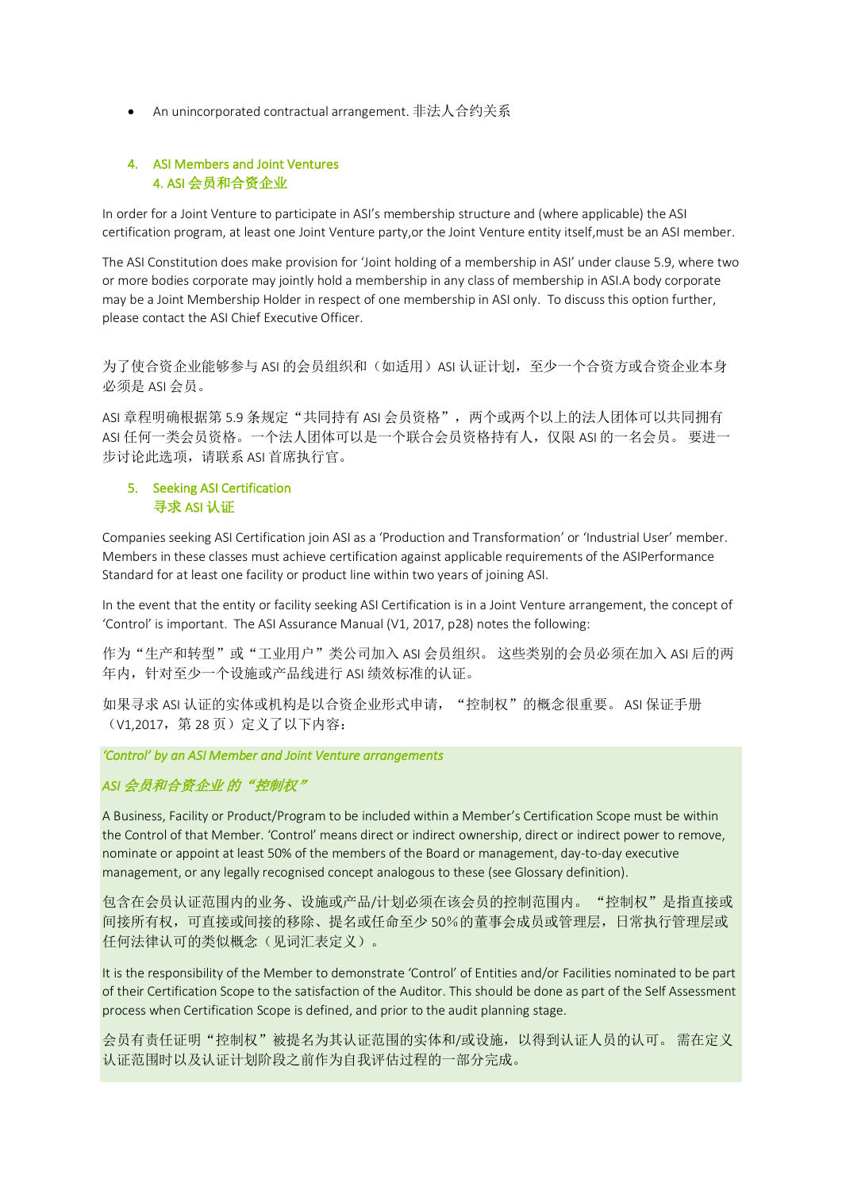- An unincorporated contractual arrangement. 非法人合约关系

## 4. ASI Members and Joint Ventures
## 4. ASI 会员和合资企业

In order for a Joint Venture to participate in ASI's membership structure and (where applicable) the ASI certification program, at least one Joint Venture party,or the Joint Venture entity itself,must be an ASI member.

The ASI Constitution does make provision for 'Joint holding of a membership in ASI' under clause 5.9, where two or more bodies corporate may jointly hold a membership in any class of membership in ASI.A body corporate may be a Joint Membership Holder in respect of one membership in ASI only. To discuss this option further, please contact the ASI Chief Executive Officer.

为了使合资企业能够参与 ASI 的会员组织和（如适用）ASI 认证计划，至少一个合资方或合资企业本身必须是 ASI 会员。

ASI 章程明确根据第 5.9 条规定"共同持有 ASI 会员资格"，两个或两个以上的法人团体可以共同拥有 ASI 任何一类会员资格。一个法人团体可以是一个联合会员资格持有人，仅限 ASI 的一名会员。 要进一步讨论此选项，请联系 ASI 首席执行官。

## 5. Seeking ASI Certification
## 寻求 ASI 认证

Companies seeking ASI Certification join ASI as a 'Production and Transformation' or 'Industrial User' member. Members in these classes must achieve certification against applicable requirements of the ASIPerformance Standard for at least one facility or product line within two years of joining ASI.

In the event that the entity or facility seeking ASI Certification is in a Joint Venture arrangement, the concept of 'Control' is important. The ASI Assurance Manual (V1, 2017, p28) notes the following:

作为"生产和转型"或"工业用户"类公司加入 ASI 会员组织。 这些类别的会员必须在加入 ASI 后的两年内，针对至少一个设施或产品线进行 ASI 绩效标准的认证。

如果寻求 ASI 认证的实体或机构是以合资企业形式申请，"控制权"的概念很重要。 ASI 保证手册（V1,2017，第 28 页）定义了以下内容：

***'Control' by an ASI Member and Joint Venture arrangements***

***ASI 会员和合资企业 的"控制权"***

A Business, Facility or Product/Program to be included within a Member's Certification Scope must be within the Control of that Member. 'Control' means direct or indirect ownership, direct or indirect power to remove, nominate or appoint at least 50% of the members of the Board or management, day-to-day executive management, or any legally recognised concept analogous to these (see Glossary definition).

包含在会员认证范围内的业务、设施或产品/计划必须在该会员的控制范围内。 "控制权"是指直接或间接所有权，可直接或间接的移除、提名或任命至少 50%的董事会成员或管理层，日常执行管理层或任何法律认可的类似概念（见词汇表定义）。

It is the responsibility of the Member to demonstrate 'Control' of Entities and/or Facilities nominated to be part of their Certification Scope to the satisfaction of the Auditor. This should be done as part of the Self Assessment process when Certification Scope is defined, and prior to the audit planning stage.

会员有责任证明"控制权"被提名为其认证范围的实体和/或设施，以得到认证人员的认可。 需在定义认证范围时以及认证计划阶段之前作为自我评估过程的一部分完成。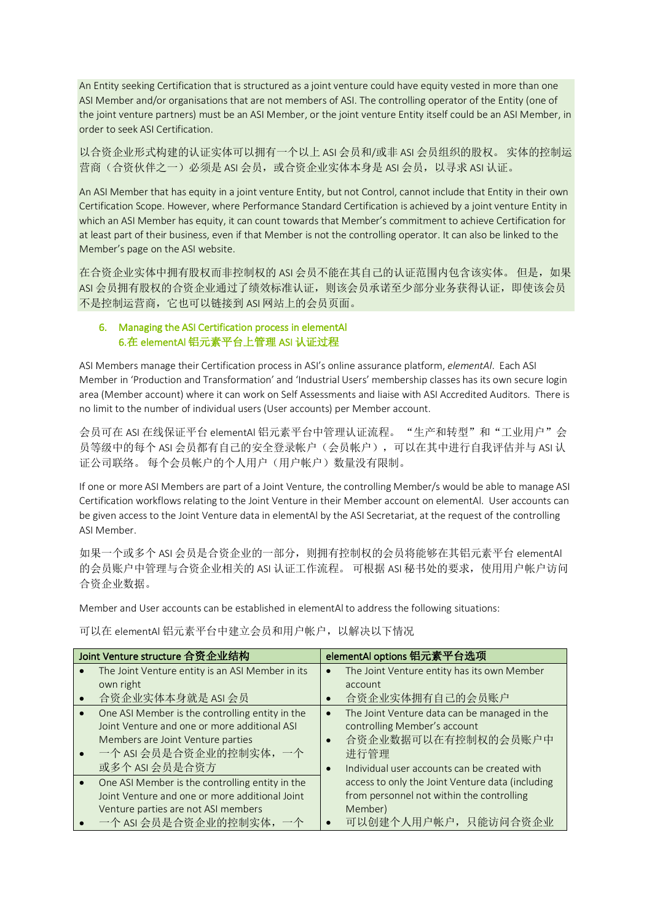An Entity seeking Certification that is structured as a joint venture could have equity vested in more than one ASI Member and/or organisations that are not members of ASI. The controlling operator of the Entity (one of the joint venture partners) must be an ASI Member, or the joint venture Entity itself could be an ASI Member, in order to seek ASI Certification.

以合资企业形式构建的认证实体可以拥有一个以上 ASI 会员和/或非 ASI 会员组织的股权。 实体的控制运营商（合资伙伴之一）必须是 ASI 会员，或合资企业实体本身是 ASI 会员，以寻求 ASI 认证。

An ASI Member that has equity in a joint venture Entity, but not Control, cannot include that Entity in their own Certification Scope. However, where Performance Standard Certification is achieved by a joint venture Entity in which an ASI Member has equity, it can count towards that Member's commitment to achieve Certification for at least part of their business, even if that Member is not the controlling operator. It can also be linked to the Member's page on the ASI website.

在合资企业实体中拥有股权而非控制权的 ASI 会员不能在其自己的认证范围内包含该实体。 但是，如果 ASI 会员拥有股权的合资企业通过了绩效标准认证，则该会员承诺至少部分业务获得认证，即使该会员不是控制运营商，它也可以链接到 ASI 网站上的会员页面。

## 6. Managing the ASI Certification process in elementAl
## 6.在 elementAl 铝元素平台上管理 ASI 认证过程

ASI Members manage their Certification process in ASI's online assurance platform, *elementAl*. Each ASI Member in 'Production and Transformation' and 'Industrial Users' membership classes has its own secure login area (Member account) where it can work on Self Assessments and liaise with ASI Accredited Auditors. There is no limit to the number of individual users (User accounts) per Member account.

会员可在 ASI 在线保证平台 elementAl 铝元素平台中管理认证流程。 "生产和转型"和"工业用户"会员等级中的每个 ASI 会员都有自己的安全登录帐户（会员帐户），可以在其中进行自我评估并与 ASI 认证公司联络。 每个会员帐户的个人用户（用户帐户）数量没有限制。

If one or more ASI Members are part of a Joint Venture, the controlling Member/s would be able to manage ASI Certification workflows relating to the Joint Venture in their Member account on elementAl. User accounts can be given access to the Joint Venture data in elementAl by the ASI Secretariat, at the request of the controlling ASI Member.

如果一个或多个 ASI 会员是合资企业的一部分，则拥有控制权的会员将能够在其铝元素平台 elementAl 的会员账户中管理与合资企业相关的 ASI 认证工作流程。 可根据 ASI 秘书处的要求，使用用户帐户访问合资企业数据。

Member and User accounts can be established in elementAl to address the following situations:

可以在 elementAl 铝元素平台中建立会员和用户帐户，以解决以下情况

| Joint Venture structure 合资企业结构 | elementAl options 铝元素平台选项 |
|---|---|
| • The Joint Venture entity is an ASI Member in its own right<br>• 合资企业实体本身就是 ASI 会员 | • The Joint Venture entity has its own Member account<br>• 合资企业实体拥有自己的会员账户 |
| • One ASI Member is the controlling entity in the Joint Venture and one or more additional ASI Members are Joint Venture parties<br>• 一个 ASI 会员是合资企业的控制实体，一个或多个 ASI 会员是合资方 | • The Joint Venture data can be managed in the controlling Member's account<br>• 合资企业数据可以在有控制权的会员账户中进行管理<br>• Individual user accounts can be created with access to only the Joint Venture data (including from personnel not within the controlling Member)<br>• 可以创建个人用户帐户，只能访问合资企业 |
| • One ASI Member is the controlling entity in the Joint Venture and one or more additional Joint Venture parties are not ASI members<br>• 一个 ASI 会员是合资企业的控制实体，一个 | |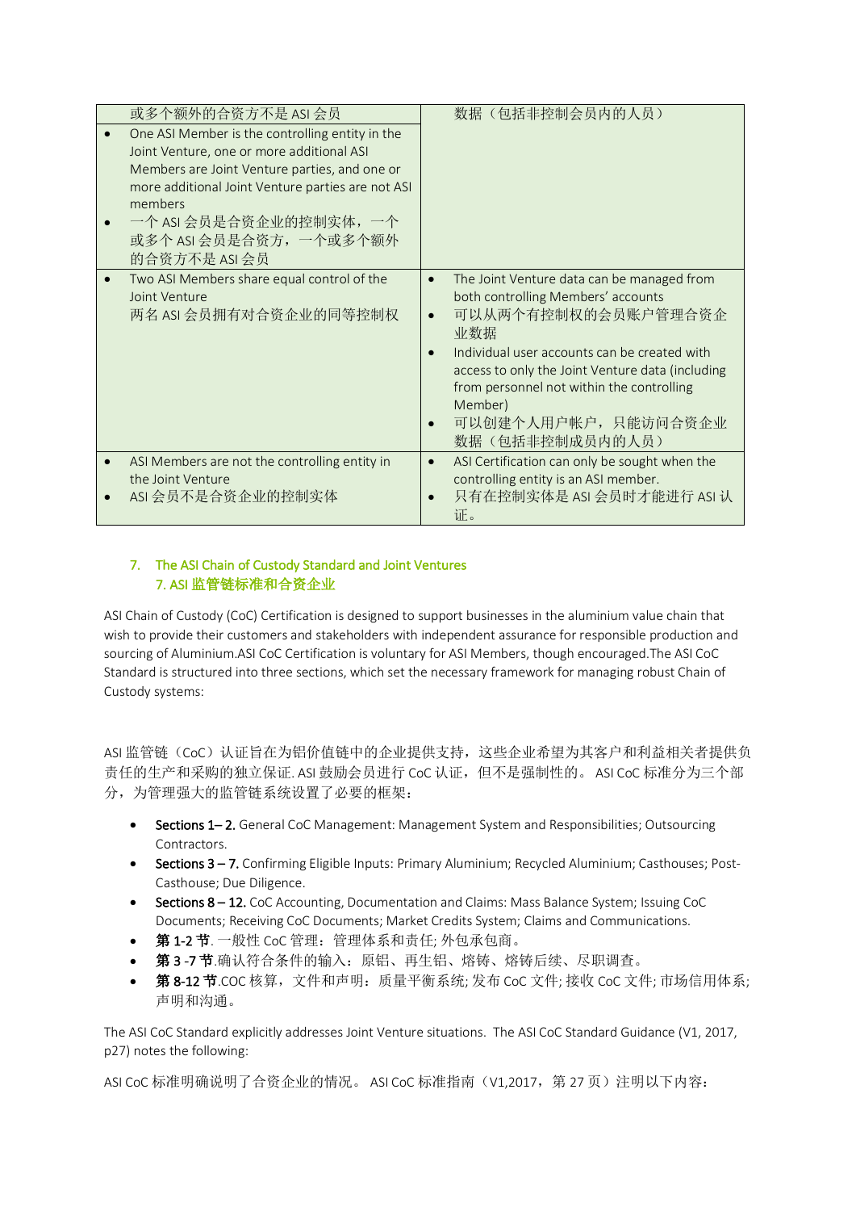| | |
|---|---|
| 或多个额外的合资方不是 ASI 会员<br>• One ASI Member is the controlling entity in the Joint Venture, one or more additional ASI Members are Joint Venture parties, and one or more additional Joint Venture parties are not ASI members<br>• 一个 ASI 会员是合资企业的控制实体，一个或多个 ASI 会员是合资方，一个或多个额外的合资方不是 ASI 会员 | 数据（包括非控制会员内的人员） |
| • Two ASI Members share equal control of the Joint Venture<br>两名 ASI 会员拥有对合资企业的同等控制权 | • The Joint Venture data can be managed from both controlling Members' accounts<br>• 可以从两个有控制权的会员账户管理合资企业数据<br>• Individual user accounts can be created with access to only the Joint Venture data (including from personnel not within the controlling Member)<br>• 可以创建个人用户帐户，只能访问合资企业数据（包括非控制成员内的人员） |
| • ASI Members are not the controlling entity in the Joint Venture<br>• ASI 会员不是合资企业的控制实体 | • ASI Certification can only be sought when the controlling entity is an ASI member.<br>• 只有在控制实体是 ASI 会员时才能进行 ASI 认证。 |

## 7. The ASI Chain of Custody Standard and Joint Ventures
## 7. ASI 监管链标准和合资企业

ASI Chain of Custody (CoC) Certification is designed to support businesses in the aluminium value chain that wish to provide their customers and stakeholders with independent assurance for responsible production and sourcing of Aluminium.ASI CoC Certification is voluntary for ASI Members, though encouraged.The ASI CoC Standard is structured into three sections, which set the necessary framework for managing robust Chain of Custody systems:

ASI 监管链（CoC）认证旨在为铝价值链中的企业提供支持，这些企业希望为其客户和利益相关者提供负责任的生产和采购的独立保证. ASI 鼓励会员进行 CoC 认证，但不是强制性的。 ASI CoC 标准分为三个部分，为管理强大的监管链系统设置了必要的框架：

- **Sections 1– 2.** General CoC Management: Management System and Responsibilities; Outsourcing Contractors.
- **Sections 3 – 7.** Confirming Eligible Inputs: Primary Aluminium; Recycled Aluminium; Casthouses; Post-Casthouse; Due Diligence.
- **Sections 8 – 12.** CoC Accounting, Documentation and Claims: Mass Balance System; Issuing CoC Documents; Receiving CoC Documents; Market Credits System; Claims and Communications.
- **第 1-2 节**. 一般性 CoC 管理：管理体系和责任; 外包承包商。
- **第 3 -7 节**.确认符合条件的输入：原铝、再生铝、熔铸、熔铸后续、尽职调查。
- **第 8-12 节**.COC 核算，文件和声明：质量平衡系统; 发布 CoC 文件; 接收 CoC 文件; 市场信用体系; 声明和沟通。

The ASI CoC Standard explicitly addresses Joint Venture situations. The ASI CoC Standard Guidance (V1, 2017, p27) notes the following:

ASI CoC 标准明确说明了合资企业的情况。 ASI CoC 标准指南（V1,2017，第 27 页）注明以下内容：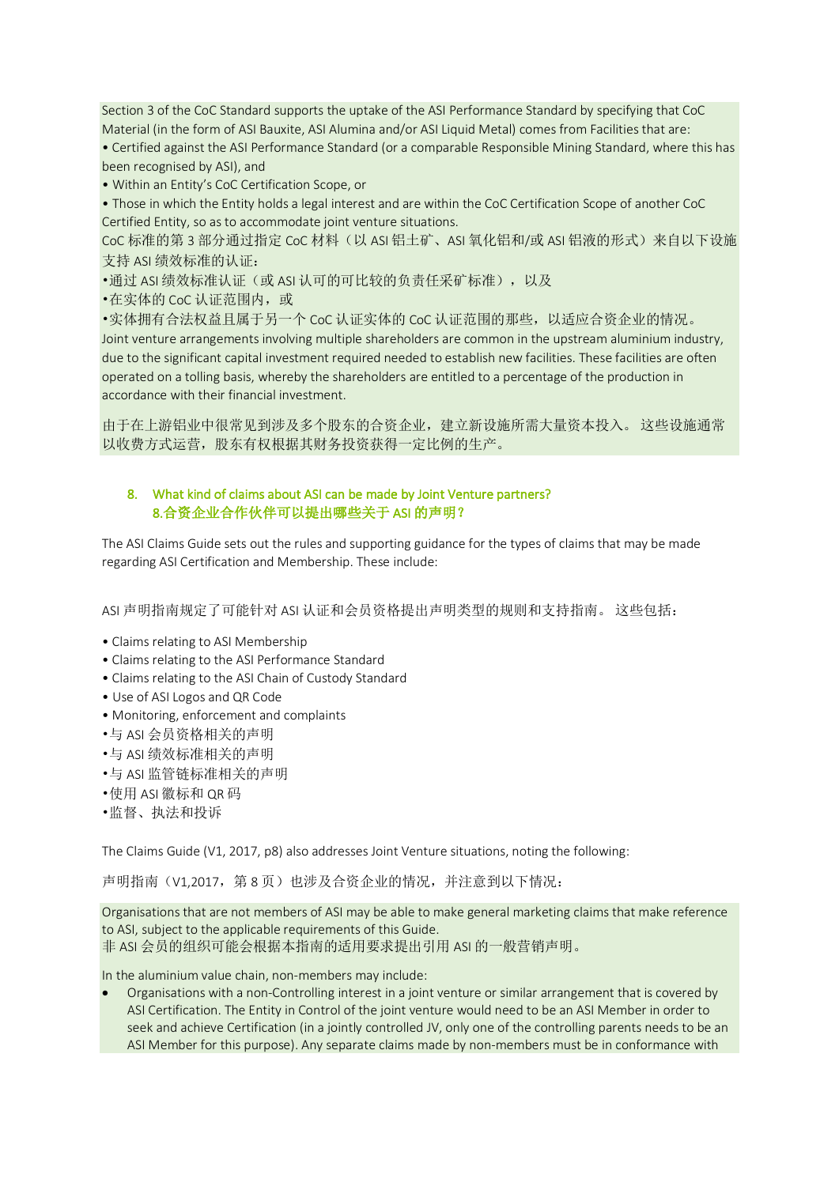Section 3 of the CoC Standard supports the uptake of the ASI Performance Standard by specifying that CoC Material (in the form of ASI Bauxite, ASI Alumina and/or ASI Liquid Metal) comes from Facilities that are:

- Certified against the ASI Performance Standard (or a comparable Responsible Mining Standard, where this has been recognised by ASI), and
- Within an Entity's CoC Certification Scope, or
- Those in which the Entity holds a legal interest and are within the CoC Certification Scope of another CoC Certified Entity, so as to accommodate joint venture situations.

CoC 标准的第 3 部分通过指定 CoC 材料（以 ASI 铝土矿、ASI 氧化铝和/或 ASI 铝液的形式）来自以下设施支持 ASI 绩效标准的认证：

- 通过 ASI 绩效标准认证（或 ASI 认可的可比较的负责任采矿标准），以及
- 在实体的 CoC 认证范围内，或
- 实体拥有合法权益且属于另一个 CoC 认证实体的 CoC 认证范围的那些，以适应合资企业的情况。

Joint venture arrangements involving multiple shareholders are common in the upstream aluminium industry, due to the significant capital investment required needed to establish new facilities. These facilities are often operated on a tolling basis, whereby the shareholders are entitled to a percentage of the production in accordance with their financial investment.

由于在上游铝业中很常见到涉及多个股东的合资企业，建立新设施所需大量资本投入。 这些设施通常以收费方式运营，股东有权根据其财务投资获得一定比例的生产。

## 8. What kind of claims about ASI can be made by Joint Venture partners? 8.合资企业合作伙伴可以提出哪些关于 ASI 的声明？

The ASI Claims Guide sets out the rules and supporting guidance for the types of claims that may be made regarding ASI Certification and Membership. These include:

ASI 声明指南规定了可能针对 ASI 认证和会员资格提出声明类型的规则和支持指南。 这些包括：

- Claims relating to ASI Membership
- Claims relating to the ASI Performance Standard
- Claims relating to the ASI Chain of Custody Standard
- Use of ASI Logos and QR Code
- Monitoring, enforcement and complaints
- 与 ASI 会员资格相关的声明
- 与 ASI 绩效标准相关的声明
- 与 ASI 监管链标准相关的声明
- 使用 ASI 徽标和 QR 码
- 监督、执法和投诉

The Claims Guide (V1, 2017, p8) also addresses Joint Venture situations, noting the following:

声明指南（V1,2017，第 8 页）也涉及合资企业的情况，并注意到以下情况：

Organisations that are not members of ASI may be able to make general marketing claims that make reference to ASI, subject to the applicable requirements of this Guide.
非 ASI 会员的组织可能会根据本指南的适用要求提出引用 ASI 的一般营销声明。

In the aluminium value chain, non-members may include:

- Organisations with a non-Controlling interest in a joint venture or similar arrangement that is covered by ASI Certification. The Entity in Control of the joint venture would need to be an ASI Member in order to seek and achieve Certification (in a jointly controlled JV, only one of the controlling parents needs to be an ASI Member for this purpose). Any separate claims made by non-members must be in conformance with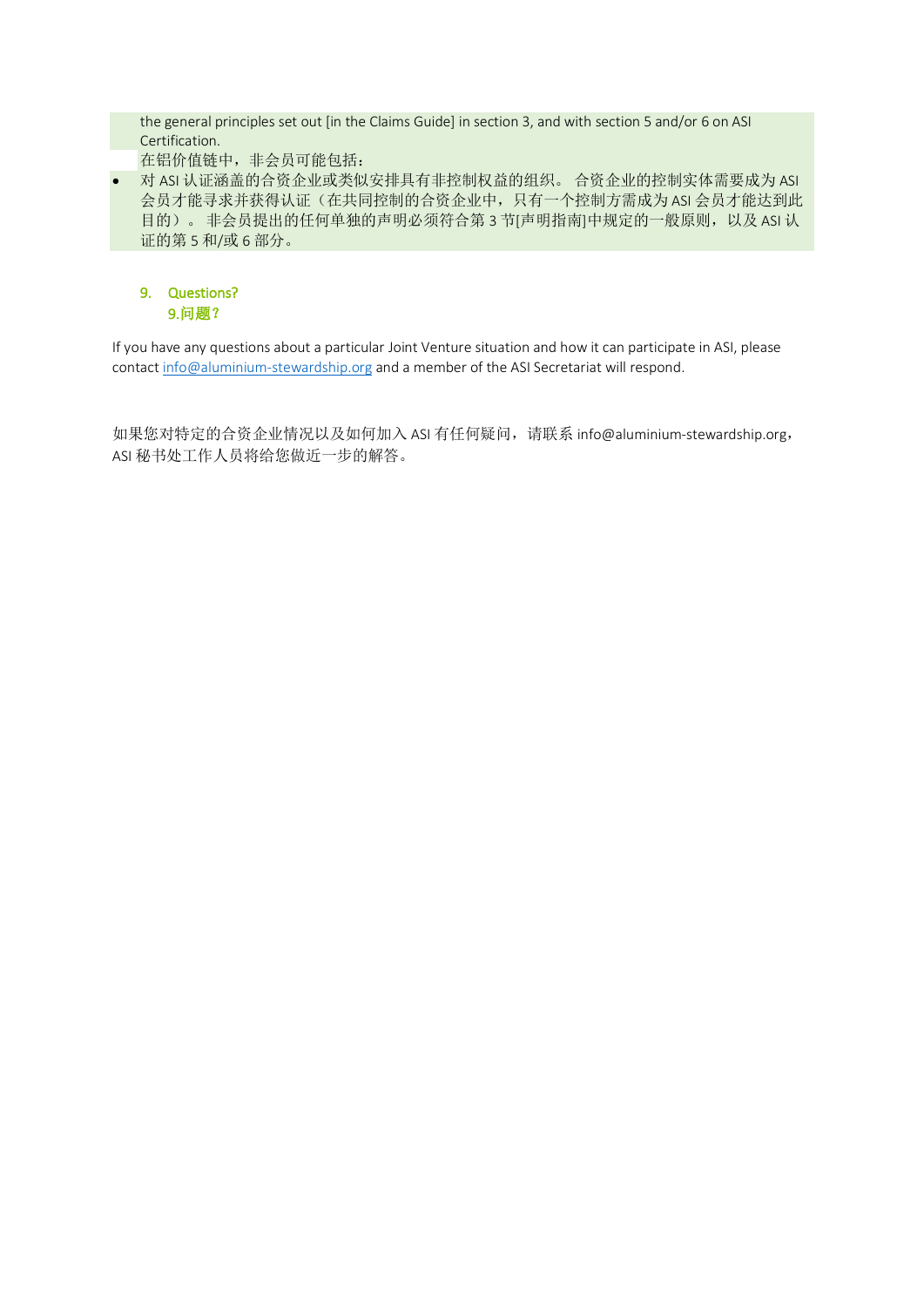the general principles set out [in the Claims Guide] in section 3, and with section 5 and/or 6 on ASI Certification.

在铝价值链中，非会员可能包括：

- 对 ASI 认证涵盖的合资企业或类似安排具有非控制权益的组织。 合资企业的控制实体需要成为 ASI 会员才能寻求并获得认证（在共同控制的合资企业中，只有一个控制方需成为 ASI 会员才能达到此目的）。 非会员提出的任何单独的声明必须符合第 3 节[声明指南]中规定的一般原则，以及 ASI 认证的第 5 和/或 6 部分。

## 9. Questions?

## 9.问题？

If you have any questions about a particular Joint Venture situation and how it can participate in ASI, please contact info@aluminium-stewardship.org and a member of the ASI Secretariat will respond.

如果您对特定的合资企业情况以及如何加入 ASI 有任何疑问，请联系 info@aluminium-stewardship.org，ASI 秘书处工作人员将给您做近一步的解答。